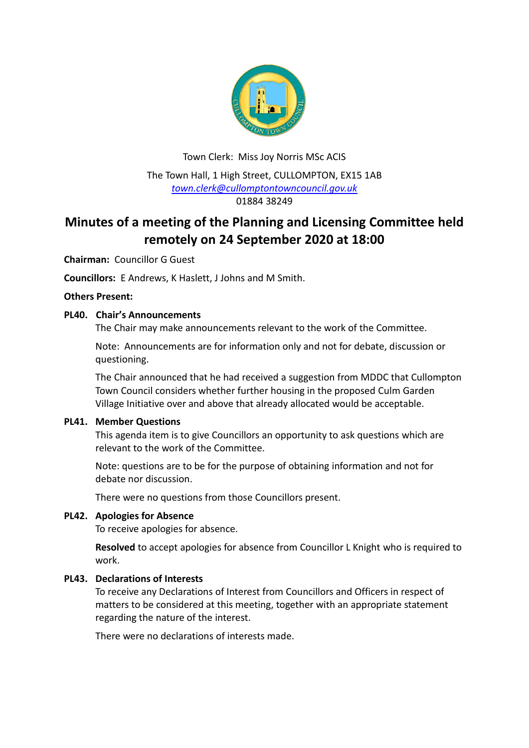Town Clerk: Miss Joy Norris MSc ACIS

The Town Hall, 1 High Street, CULLOMPTON, EX15 1AB
town.clerk@cullomptontowncouncil.gov.uk
01884 38249

# Minutes of a meeting of the Planning and Licensing Committee held remotely on 24 September 2020 at 18:00

**Chairman:** Councillor G Guest

**Councillors:** E Andrews, K Haslett, J Johns and M Smith.

**Others Present:**

### PL40. Chair's Announcements

The Chair may make announcements relevant to the work of the Committee.

Note: Announcements are for information only and not for debate, discussion or questioning.

The Chair announced that he had received a suggestion from MDDC that Cullompton Town Council considers whether further housing in the proposed Culm Garden Village Initiative over and above that already allocated would be acceptable.

### PL41. Member Questions

This agenda item is to give Councillors an opportunity to ask questions which are relevant to the work of the Committee.

Note: questions are to be for the purpose of obtaining information and not for debate nor discussion.

There were no questions from those Councillors present.

### PL42. Apologies for Absence

To receive apologies for absence.

**Resolved** to accept apologies for absence from Councillor L Knight who is required to work.

### PL43. Declarations of Interests

To receive any Declarations of Interest from Councillors and Officers in respect of matters to be considered at this meeting, together with an appropriate statement regarding the nature of the interest.

There were no declarations of interests made.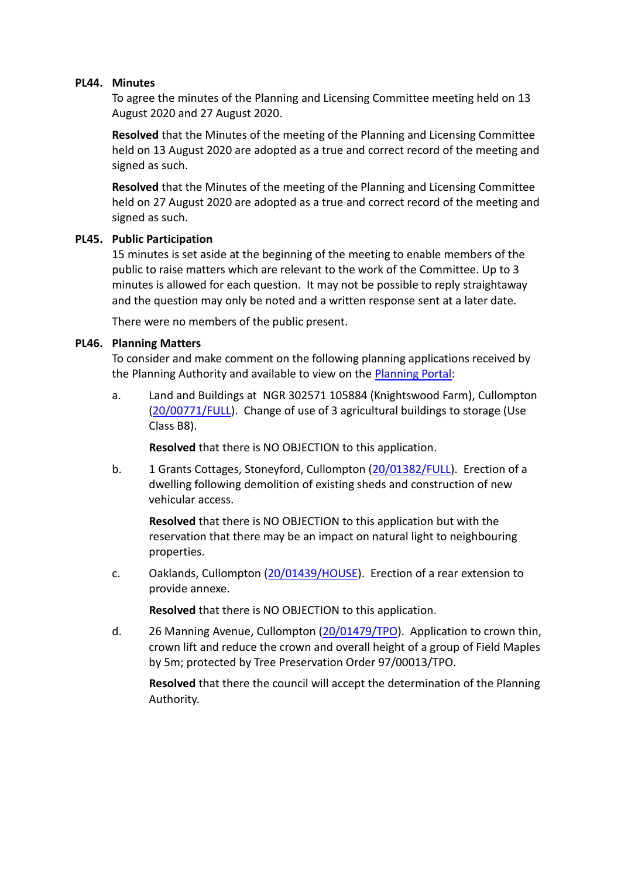**PL44. Minutes**

To agree the minutes of the Planning and Licensing Committee meeting held on 13 August 2020 and 27 August 2020.

**Resolved** that the Minutes of the meeting of the Planning and Licensing Committee held on 13 August 2020 are adopted as a true and correct record of the meeting and signed as such.

**Resolved** that the Minutes of the meeting of the Planning and Licensing Committee held on 27 August 2020 are adopted as a true and correct record of the meeting and signed as such.

**PL45. Public Participation**

15 minutes is set aside at the beginning of the meeting to enable members of the public to raise matters which are relevant to the work of the Committee. Up to 3 minutes is allowed for each question. It may not be possible to reply straightaway and the question may only be noted and a written response sent at a later date.

There were no members of the public present.

**PL46. Planning Matters**

To consider and make comment on the following planning applications received by the Planning Authority and available to view on the Planning Portal:

a. Land and Buildings at NGR 302571 105884 (Knightswood Farm), Cullompton (20/00771/FULL). Change of use of 3 agricultural buildings to storage (Use Class B8).

   **Resolved** that there is NO OBJECTION to this application.

b. 1 Grants Cottages, Stoneyford, Cullompton (20/01382/FULL). Erection of a dwelling following demolition of existing sheds and construction of new vehicular access.

   **Resolved** that there is NO OBJECTION to this application but with the reservation that there may be an impact on natural light to neighbouring properties.

c. Oaklands, Cullompton (20/01439/HOUSE). Erection of a rear extension to provide annexe.

   **Resolved** that there is NO OBJECTION to this application.

d. 26 Manning Avenue, Cullompton (20/01479/TPO). Application to crown thin, crown lift and reduce the crown and overall height of a group of Field Maples by 5m; protected by Tree Preservation Order 97/00013/TPO.

   **Resolved** that there the council will accept the determination of the Planning Authority.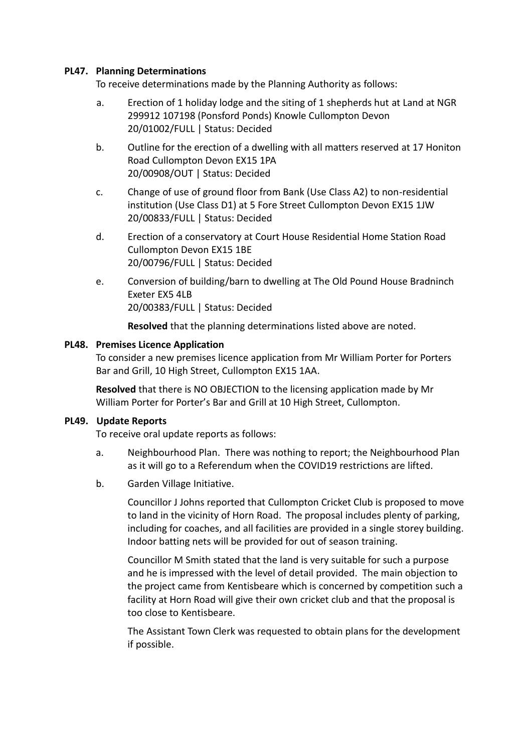**PL47. Planning Determinations**

To receive determinations made by the Planning Authority as follows:

a. Erection of 1 holiday lodge and the siting of 1 shepherds hut at Land at NGR 299912 107198 (Ponsford Ponds) Knowle Cullompton Devon
20/01002/FULL | Status: Decided

b. Outline for the erection of a dwelling with all matters reserved at 17 Honiton Road Cullompton Devon EX15 1PA
20/00908/OUT | Status: Decided

c. Change of use of ground floor from Bank (Use Class A2) to non-residential institution (Use Class D1) at 5 Fore Street Cullompton Devon EX15 1JW
20/00833/FULL | Status: Decided

d. Erection of a conservatory at Court House Residential Home Station Road Cullompton Devon EX15 1BE
20/00796/FULL | Status: Decided

e. Conversion of building/barn to dwelling at The Old Pound House Bradninch Exeter EX5 4LB
20/00383/FULL | Status: Decided

**Resolved** that the planning determinations listed above are noted.

**PL48. Premises Licence Application**

To consider a new premises licence application from Mr William Porter for Porters Bar and Grill, 10 High Street, Cullompton EX15 1AA.

**Resolved** that there is NO OBJECTION to the licensing application made by Mr William Porter for Porter's Bar and Grill at 10 High Street, Cullompton.

**PL49. Update Reports**

To receive oral update reports as follows:

a. Neighbourhood Plan. There was nothing to report; the Neighbourhood Plan as it will go to a Referendum when the COVID19 restrictions are lifted.

b. Garden Village Initiative.

Councillor J Johns reported that Cullompton Cricket Club is proposed to move to land in the vicinity of Horn Road. The proposal includes plenty of parking, including for coaches, and all facilities are provided in a single storey building. Indoor batting nets will be provided for out of season training.

Councillor M Smith stated that the land is very suitable for such a purpose and he is impressed with the level of detail provided. The main objection to the project came from Kentisbeare which is concerned by competition such a facility at Horn Road will give their own cricket club and that the proposal is too close to Kentisbeare.

The Assistant Town Clerk was requested to obtain plans for the development if possible.